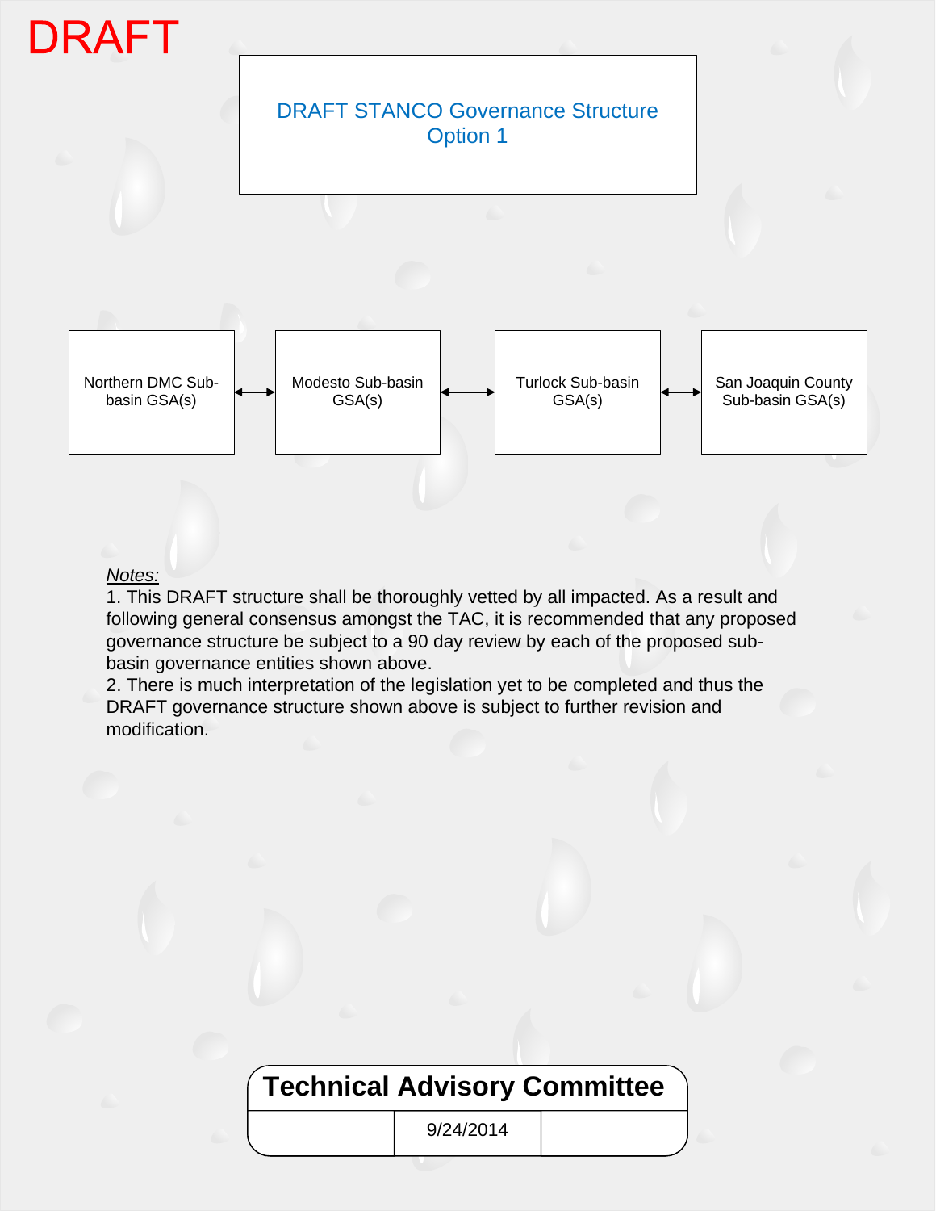DRAFT

# DRAFT STANCO Governance Structure Option 1

Northern DMC Sub-basin GSA(s) ↔ Modesto Sub-basin GSA(s) ↔ Turlock Sub-basin GSA(s) ↔ San Joaquin County Sub-basin GSA(s)

*Notes:*

1. This DRAFT structure shall be thoroughly vetted by all impacted. As a result and following general consensus amongst the TAC, it is recommended that any proposed governance structure be subject to a 90 day review by each of the proposed sub-basin governance entities shown above.
2. There is much interpretation of the legislation yet to be completed and thus the DRAFT governance structure shown above is subject to further revision and modification.

**Technical Advisory Committee**

9/24/2014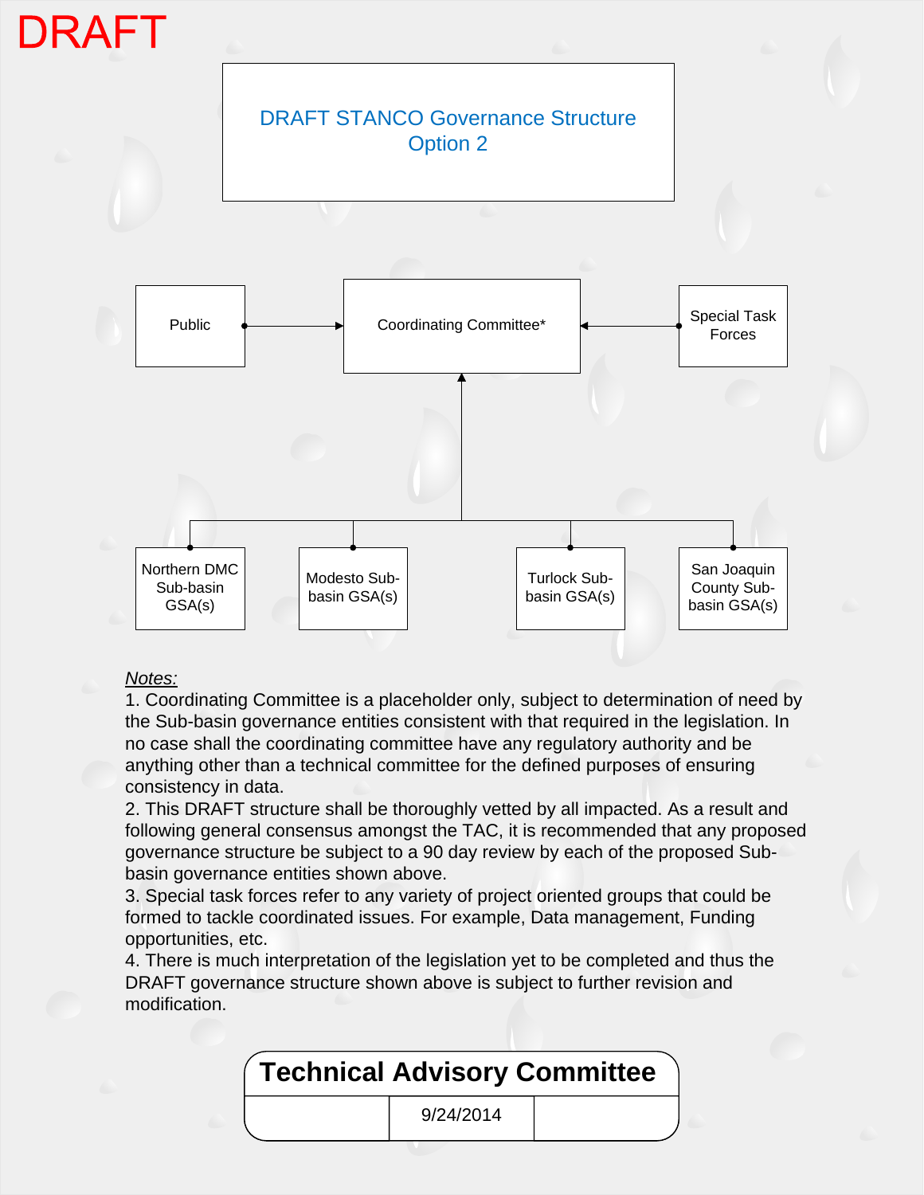DRAFT

# DRAFT STANCO Governance Structure Option 2

Public → Coordinating Committee* ← Special Task Forces

Coordinating Committee* ↑
- Northern DMC Sub-basin GSA(s)
- Modesto Sub-basin GSA(s)
- Turlock Sub-basin GSA(s)
- San Joaquin County Sub-basin GSA(s)

*Notes:*

1. Coordinating Committee is a placeholder only, subject to determination of need by the Sub-basin governance entities consistent with that required in the legislation. In no case shall the coordinating committee have any regulatory authority and be anything other than a technical committee for the defined purposes of ensuring consistency in data.
2. This DRAFT structure shall be thoroughly vetted by all impacted. As a result and following general consensus amongst the TAC, it is recommended that any proposed governance structure be subject to a 90 day review by each of the proposed Sub-basin governance entities shown above.
3. Special task forces refer to any variety of project oriented groups that could be formed to tackle coordinated issues. For example, Data management, Funding opportunities, etc.
4. There is much interpretation of the legislation yet to be completed and thus the DRAFT governance structure shown above is subject to further revision and modification.

**Technical Advisory Committee**

9/24/2014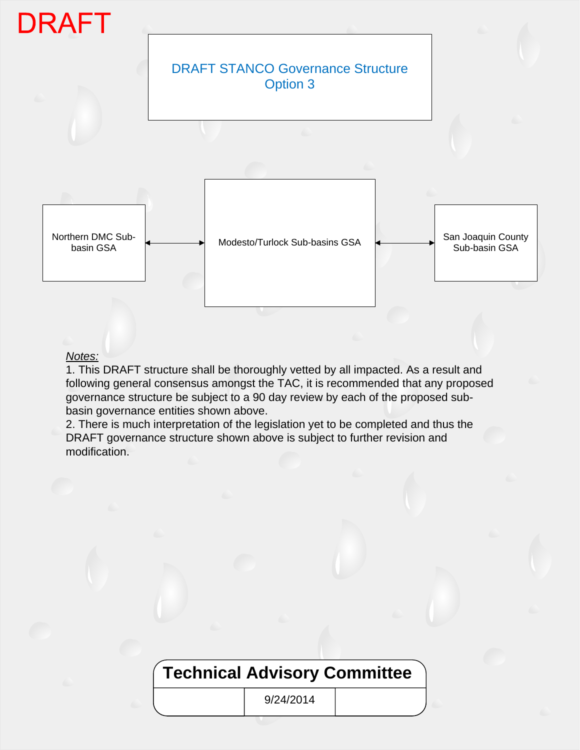DRAFT

# DRAFT STANCO Governance Structure Option 3

Northern DMC Sub-basin GSA ↔ Modesto/Turlock Sub-basins GSA ↔ San Joaquin County Sub-basin GSA

*Notes:*

1. This DRAFT structure shall be thoroughly vetted by all impacted. As a result and following general consensus amongst the TAC, it is recommended that any proposed governance structure be subject to a 90 day review by each of the proposed sub-basin governance entities shown above.
2. There is much interpretation of the legislation yet to be completed and thus the DRAFT governance structure shown above is subject to further revision and modification.

**Technical Advisory Committee**

9/24/2014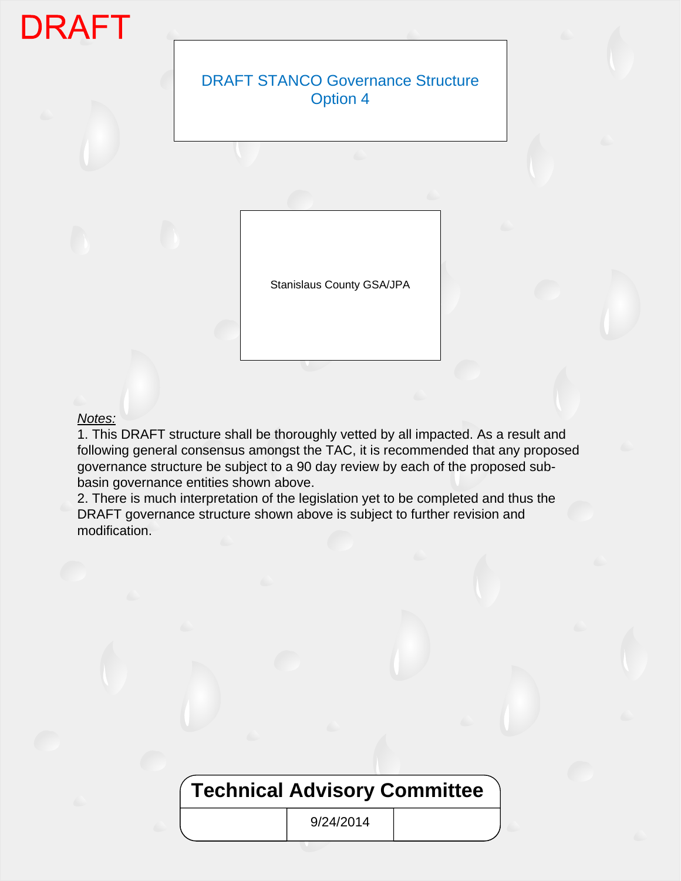DRAFT

# DRAFT STANCO Governance Structure Option 4

Stanislaus County GSA/JPA

*Notes:*

1. This DRAFT structure shall be thoroughly vetted by all impacted. As a result and following general consensus amongst the TAC, it is recommended that any proposed governance structure be subject to a 90 day review by each of the proposed sub-basin governance entities shown above.
2. There is much interpretation of the legislation yet to be completed and thus the DRAFT governance structure shown above is subject to further revision and modification.

| Technical Advisory Committee | | |
|---|---|---|
| | 9/24/2014 | |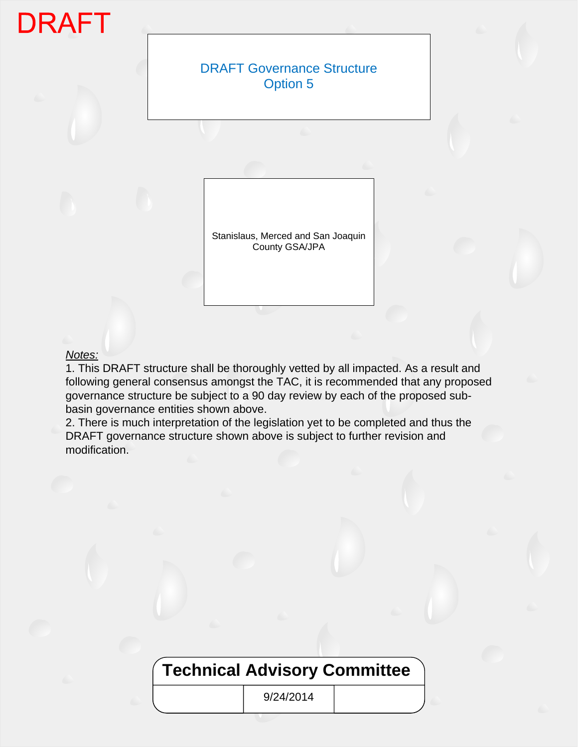DRAFT

# DRAFT Governance Structure Option 5

Stanislaus, Merced and San Joaquin County GSA/JPA

*Notes:*

1. This DRAFT structure shall be thoroughly vetted by all impacted. As a result and following general consensus amongst the TAC, it is recommended that any proposed governance structure be subject to a 90 day review by each of the proposed sub-basin governance entities shown above.
2. There is much interpretation of the legislation yet to be completed and thus the DRAFT governance structure shown above is subject to further revision and modification.

**Technical Advisory Committee**

9/24/2014